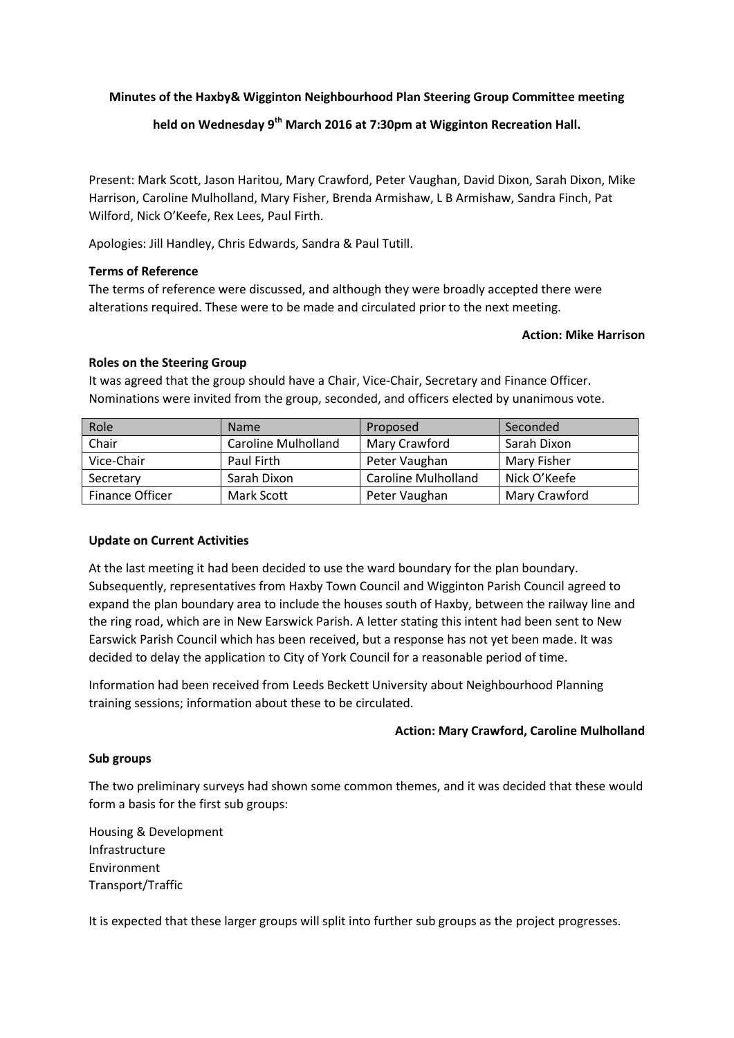**Minutes of the Haxby& Wigginton Neighbourhood Plan Steering Group Committee meeting held on Wednesday 9th March 2016 at 7:30pm at Wigginton Recreation Hall.**

Present: Mark Scott, Jason Haritou, Mary Crawford, Peter Vaughan, David Dixon, Sarah Dixon, Mike Harrison, Caroline Mulholland, Mary Fisher, Brenda Armishaw, L B Armishaw, Sandra Finch, Pat Wilford, Nick O'Keefe, Rex Lees, Paul Firth.

Apologies: Jill Handley, Chris Edwards, Sandra & Paul Tutill.

**Terms of Reference**

The terms of reference were discussed, and although they were broadly accepted there were alterations required. These were to be made and circulated prior to the next meeting.

**Action: Mike Harrison**

**Roles on the Steering Group**

It was agreed that the group should have a Chair, Vice-Chair, Secretary and Finance Officer. Nominations were invited from the group, seconded, and officers elected by unanimous vote.

| Role | Name | Proposed | Seconded |
|---|---|---|---|
| Chair | Caroline Mulholland | Mary Crawford | Sarah Dixon |
| Vice-Chair | Paul Firth | Peter Vaughan | Mary Fisher |
| Secretary | Sarah Dixon | Caroline Mulholland | Nick O'Keefe |
| Finance Officer | Mark Scott | Peter Vaughan | Mary Crawford |

**Update on Current Activities**

At the last meeting it had been decided to use the ward boundary for the plan boundary. Subsequently, representatives from Haxby Town Council and Wigginton Parish Council agreed to expand the plan boundary area to include the houses south of Haxby, between the railway line and the ring road, which are in New Earswick Parish. A letter stating this intent had been sent to New Earswick Parish Council which has been received, but a response has not yet been made. It was decided to delay the application to City of York Council for a reasonable period of time.

Information had been received from Leeds Beckett University about Neighbourhood Planning training sessions; information about these to be circulated.

**Action: Mary Crawford, Caroline Mulholland**

**Sub groups**

The two preliminary surveys had shown some common themes, and it was decided that these would form a basis for the first sub groups:

Housing & Development  
Infrastructure  
Environment  
Transport/Traffic

It is expected that these larger groups will split into further sub groups as the project progresses.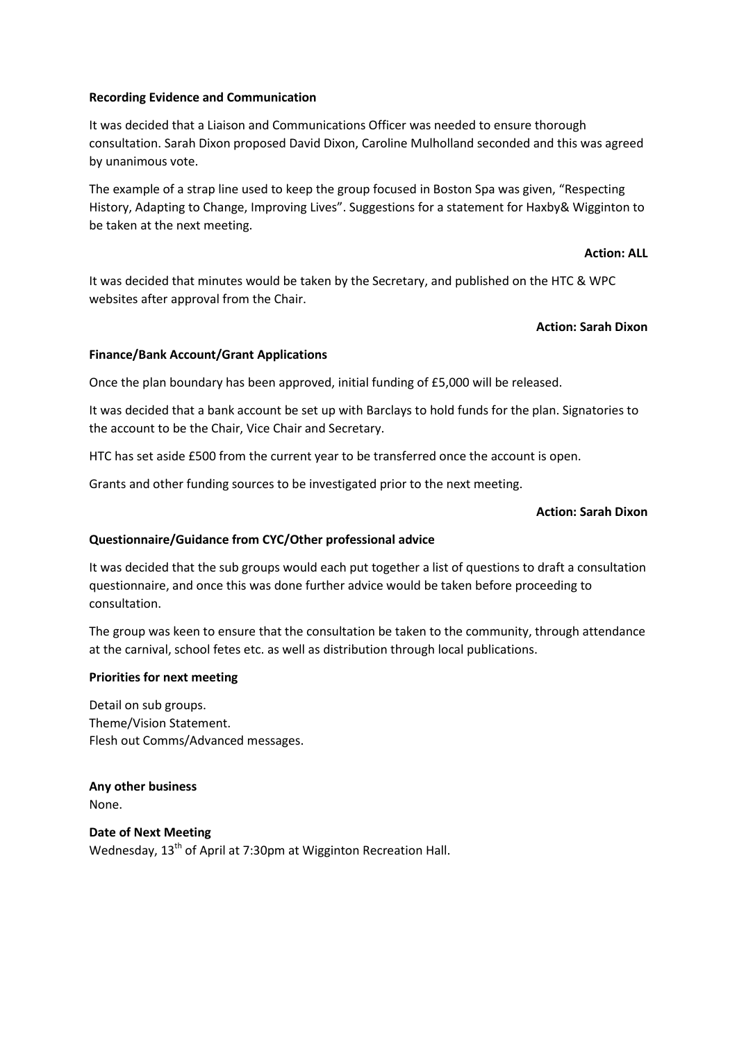**Recording Evidence and Communication**

It was decided that a Liaison and Communications Officer was needed to ensure thorough consultation. Sarah Dixon proposed David Dixon, Caroline Mulholland seconded and this was agreed by unanimous vote.

The example of a strap line used to keep the group focused in Boston Spa was given, "Respecting History, Adapting to Change, Improving Lives". Suggestions for a statement for Haxby& Wigginton to be taken at the next meeting.

**Action: ALL**

It was decided that minutes would be taken by the Secretary, and published on the HTC & WPC websites after approval from the Chair.

**Action: Sarah Dixon**

**Finance/Bank Account/Grant Applications**

Once the plan boundary has been approved, initial funding of £5,000 will be released.

It was decided that a bank account be set up with Barclays to hold funds for the plan. Signatories to the account to be the Chair, Vice Chair and Secretary.

HTC has set aside £500 from the current year to be transferred once the account is open.

Grants and other funding sources to be investigated prior to the next meeting.

**Action: Sarah Dixon**

**Questionnaire/Guidance from CYC/Other professional advice**

It was decided that the sub groups would each put together a list of questions to draft a consultation questionnaire, and once this was done further advice would be taken before proceeding to consultation.

The group was keen to ensure that the consultation be taken to the community, through attendance at the carnival, school fetes etc. as well as distribution through local publications.

**Priorities for next meeting**

Detail on sub groups.
Theme/Vision Statement.
Flesh out Comms/Advanced messages.

**Any other business**
None.

**Date of Next Meeting**
Wednesday, 13th of April at 7:30pm at Wigginton Recreation Hall.